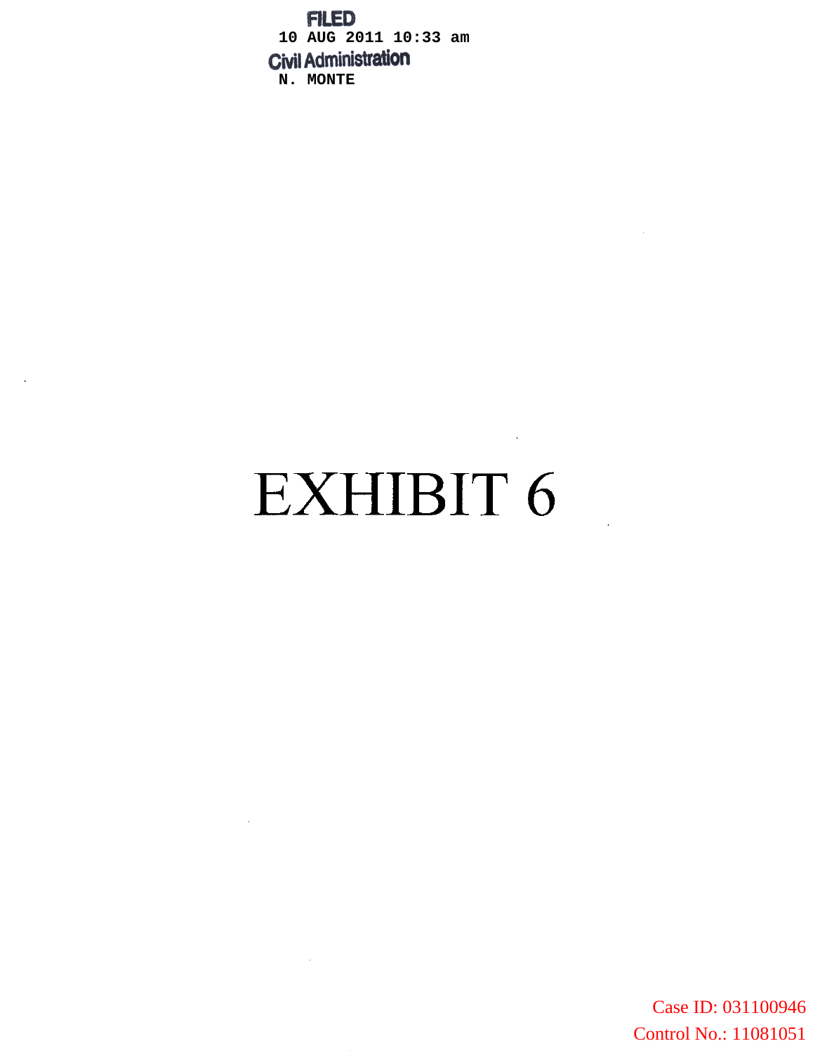FILED
10 AUG 2011 10:33 am
Civil Administration
N. MONTE

# EXHIBIT 6

Case ID: 031100946
Control No.: 11081051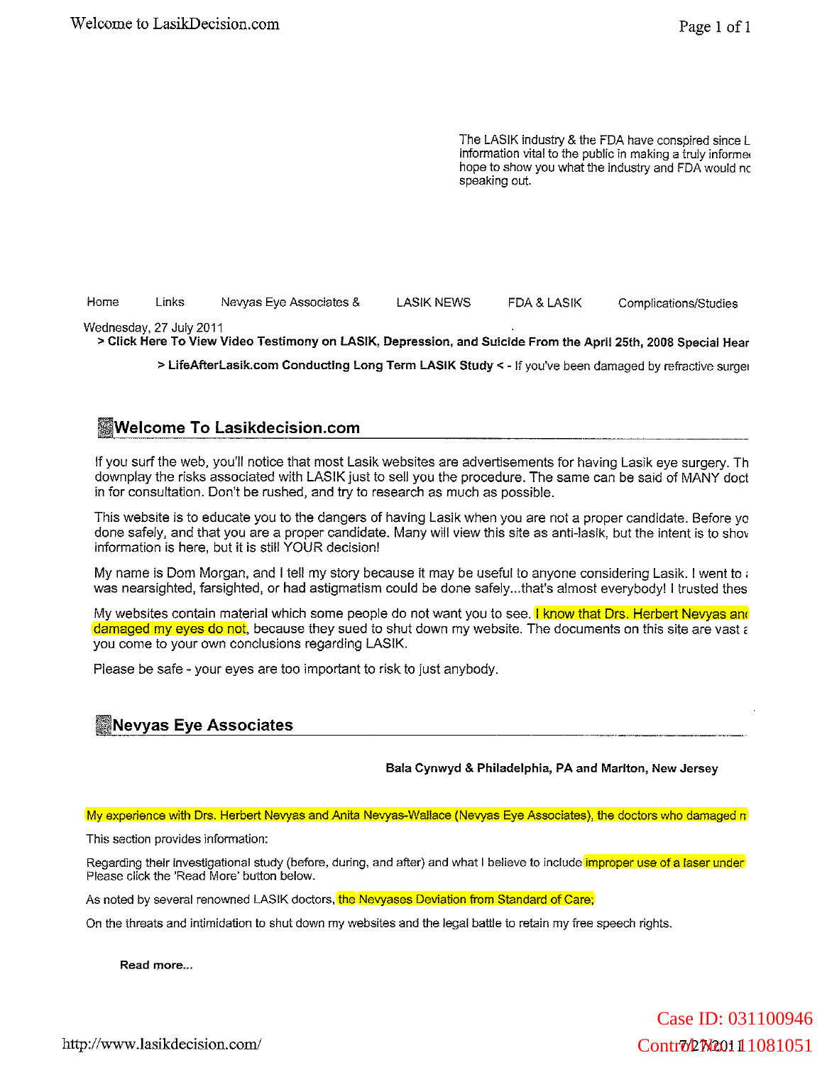The LASIK industry & the FDA have conspired since L information vital to the public in making a truly informe hope to show you what the industry and FDA would nc speaking out.

Home | Links | Nevyas Eye Associates & | LASIK NEWS | FDA & LASIK | Complications/Studies

Wednesday, 27 July 2011

**> Click Here To View Video Testimony on LASIK, Depression, and Suicide From the April 25th, 2008 Special Hear**

**> LifeAfterLasik.com Conducting Long Term LASIK Study <** - If you've been damaged by refractive surge

## Welcome To Lasikdecision.com

If you surf the web, you'll notice that most Lasik websites are advertisements for having Lasik eye surgery. Th downplay the risks associated with LASIK just to sell you the procedure. The same can be said of MANY doct in for consultation. Don't be rushed, and try to research as much as possible.

This website is to educate you to the dangers of having Lasik when you are not a proper candidate. Before yo done safely, and that you are a proper candidate. Many will view this site as anti-lasik, but the intent is to shov information is here, but it is still YOUR decision!

My name is Dom Morgan, and I tell my story because it may be useful to anyone considering Lasik. I went to was nearsighted, farsighted, or had astigmatism could be done safely...that's almost everybody! I trusted thes

My websites contain material which some people do not want you to see. I know that Drs. Herbert Nevyas an damaged my eyes do not, because they sued to shut down my website. The documents on this site are vast you come to your own conclusions regarding LASIK.

Please be safe - your eyes are too important to risk to just anybody.

## Nevyas Eye Associates

**Bala Cynwyd & Philadelphia, PA and Marlton, New Jersey**

My experience with Drs. Herbert Nevyas and Anita Nevyas-Wallace (Nevyas Eye Associates), the doctors who damaged n

This section provides information:

Regarding their investigational study (before, during, and after) and what I believe to include improper use of a laser under Please click the 'Read More' button below.

As noted by several renowned LASIK doctors, the Nevyases Deviation from Standard of Care;

On the threats and intimidation to shut down my websites and the legal battle to retain my free speech rights.

**Read more...**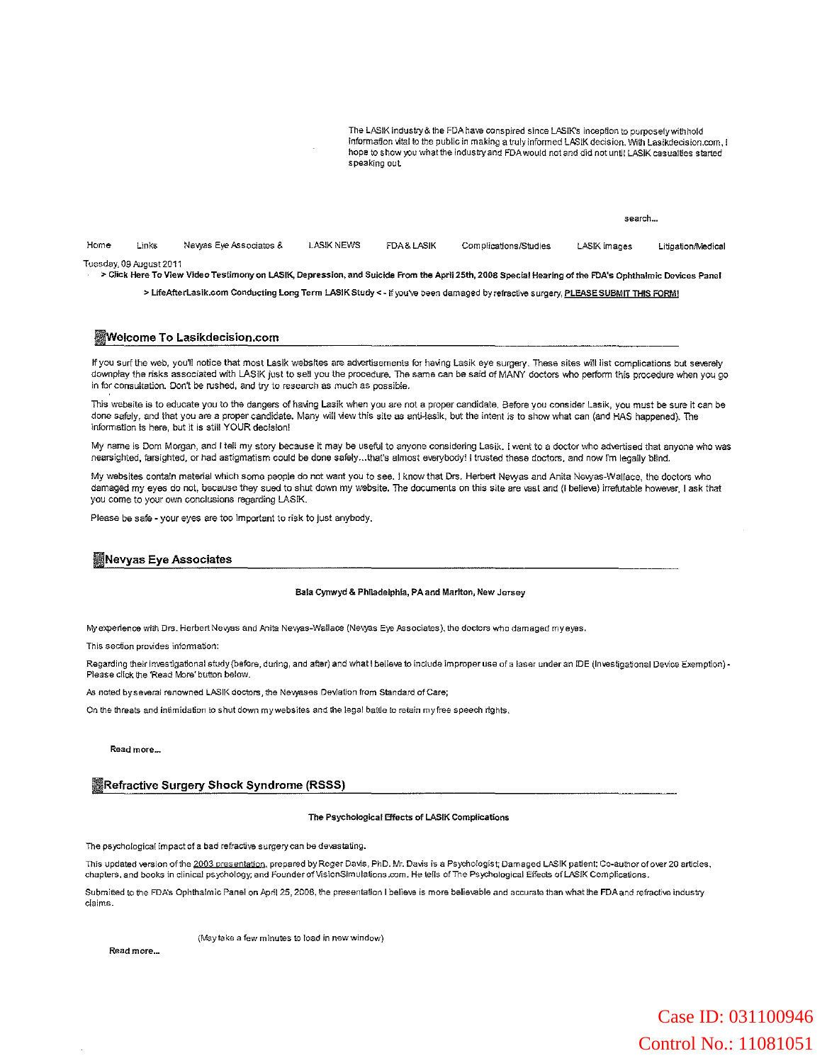The LASIK industry & the FDA have conspired since LASIK's inception to purposely withhold information vital to the public in making a truly informed LASIK decision. With Lasikdecision.com, I hope to show you what the industry and FDA would not and did not until LASIK casualties started speaking out.

search...

Home | Links | Nevyas Eye Associates & | LASIK NEWS | FDA & LASIK | Complications/Studies | LASIK Images | Litigation/Medical

Tuesday, 09 August 2011

**> Click Here To View Video Testimony on LASIK, Depression, and Suicide From the April 25th, 2008 Special Hearing of the FDA's Ophthalmic Devices Panel**

**> LifeAfterLasik.com Conducting Long Term LASIK Study <** - If you've been damaged by refractive surgery, **PLEASE SUBMIT THIS FORM!**

## Welcome To Lasikdecision.com

If you surf the web, you'll notice that most Lasik websites are advertisements for having Lasik eye surgery. These sites will list complications but severely downplay the risks associated with LASIK just to sell you the procedure. The same can be said of MANY doctors who perform this procedure when you go in for consultation. Don't be rushed, and try to research as much as possible.

This website is to educate you to the dangers of having Lasik when you are not a proper candidate. Before you consider Lasik, you must be sure it can be done safely, and that you are a proper candidate. Many will view this site as anti-lasik, but the intent is to show what can (and HAS happened). The information is here, but it is still YOUR decision!

My name is Dom Morgan, and I tell my story because it may be useful to anyone considering Lasik. I went to a doctor who advertised that anyone who was nearsighted, farsighted, or had astigmatism could be done safely...that's almost everybody! I trusted these doctors, and now I'm legally blind.

My websites contain material which some people do not want you to see. I know that Drs. Herbert Nevyas and Anita Nevyas-Wallace, the doctors who damaged my eyes do not, because they sued to shut down my website. The documents on this site are vast and (I believe) irrefutable however, I ask that you come to your own conclusions regarding LASIK.

Please be safe - your eyes are too important to risk to just anybody.

## Nevyas Eye Associates

**Bala Cynwyd & Philadelphia, PA and Marlton, New Jersey**

My experience with Drs. Herbert Nevyas and Anita Nevyas-Wallace (Nevyas Eye Associates), the doctors who damaged my eyes.

This section provides information:

Regarding their investigational study (before, during, and after) and what I believe to include improper use of a laser under an IDE (Investigational Device Exemption) - Please click the 'Read More' button below.

As noted by several renowned LASIK doctors, the Nevyases Deviation from Standard of Care;

On the threats and intimidation to shut down my websites and the legal battle to retain my free speech rights.

**Read more...**

## Refractive Surgery Shock Syndrome (RSSS)

**The Psychological Effects of LASIK Complications**

The psychological impact of a bad refractive surgery can be devastating.

This updated version of the 2003 presentation, prepared by Roger Davis, PhD. Mr. Davis is a Psychologist; Damaged LASIK patient; Co-author of over 20 articles, chapters, and books in clinical psychology; and Founder of VisionSimulations.com. He tells of The Psychological Effects of LASIK Complications.

Submitted to the FDA's Ophthalmic Panel on April 25, 2008, the presentation I believe is more believable and accurate than what the FDA and refractive industry claims.

(May take a few minutes to load in new window)

**Read more...**

Case ID: 031100946
Control No.: 11081051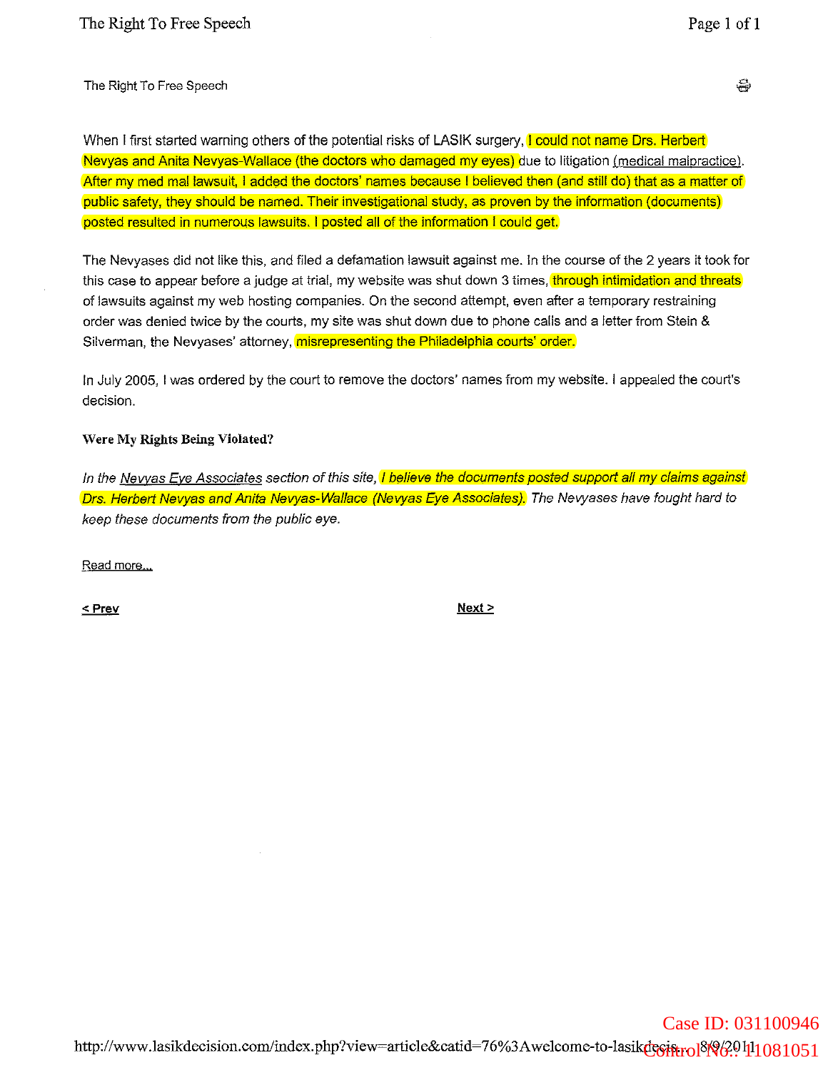The Right To Free Speech

When I first started warning others of the potential risks of LASIK surgery, I could not name Drs. Herbert Nevyas and Anita Nevyas-Wallace (the doctors who damaged my eyes) due to litigation (medical malpractice). After my med mal lawsuit, I added the doctors' names because I believed then (and still do) that as a matter of public safety, they should be named. Their investigational study, as proven by the information (documents) posted resulted in numerous lawsuits. I posted all of the information I could get.

The Nevyases did not like this, and filed a defamation lawsuit against me. In the course of the 2 years it took for this case to appear before a judge at trial, my website was shut down 3 times, through intimidation and threats of lawsuits against my web hosting companies. On the second attempt, even after a temporary restraining order was denied twice by the courts, my site was shut down due to phone calls and a letter from Stein & Silverman, the Nevyases' attorney, misrepresenting the Philadelphia courts' order.

In July 2005, I was ordered by the court to remove the doctors' names from my website. I appealed the court's decision.

**Were My Rights Being Violated?**

*In the Nevyas Eye Associates section of this site, I believe the documents posted support all my claims against Drs. Herbert Nevyas and Anita Nevyas-Wallace (Nevyas Eye Associates). The Nevyases have fought hard to keep these documents from the public eye.*

Read more...

< Prev  Next >

http://www.lasikdecision.com/index.php?view=article&catid=76%3Awelcome-to-lasikdecis... 8/9/2011

Case ID: 031100946
Control No.: 11081051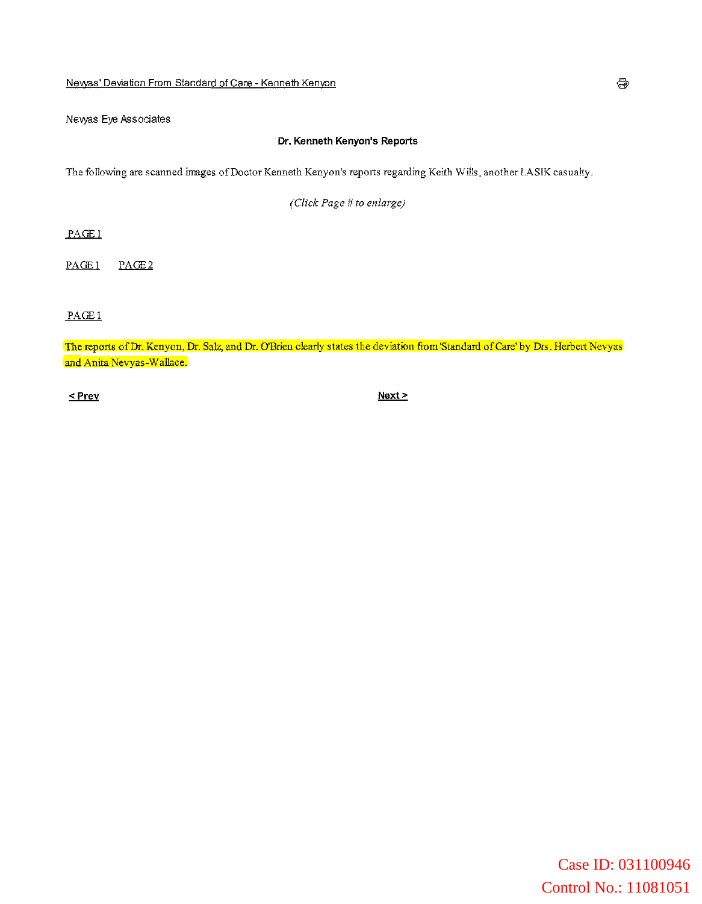Nevyas' Deviation From Standard of Care - Kenneth Kenyon

Nevyas Eye Associates

**Dr. Kenneth Kenyon's Reports**

The following are scanned images of Doctor Kenneth Kenyon's reports regarding Keith Wills, another LASIK casualty.

*(Click Page # to enlarge)*

PAGE 1

PAGE 1    PAGE 2

PAGE 1

The reports of Dr. Kenyon, Dr. Salz, and Dr. O'Brien clearly states the deviation from 'Standard of Care' by Drs. Herbert Nevyas and Anita Nevyas-Wallace.

< Prev    Next >

Case ID: 031100946
Control No.: 11081051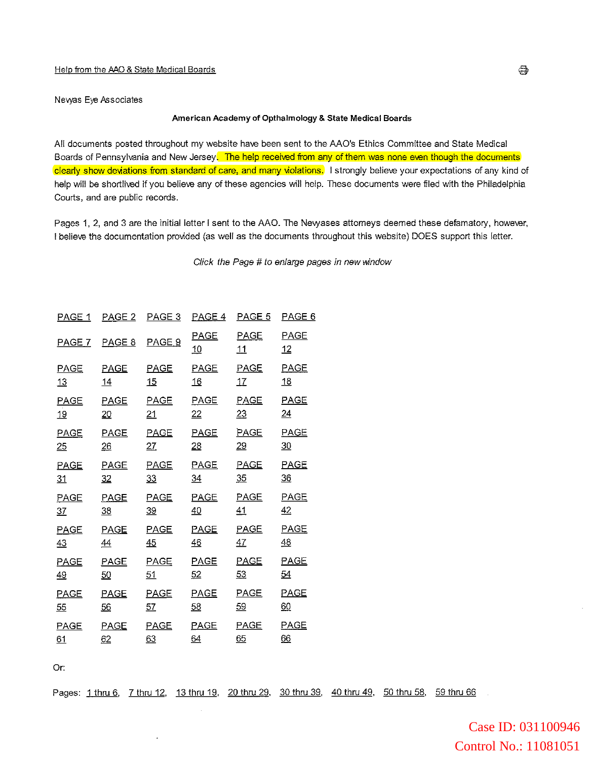Help from the AAO & State Medical Boards

Newas Eye Associates

**American Academy of Opthalmology & State Medical Boards**

All documents posted throughout my website have been sent to the AAO's Ethics Committee and State Medical Boards of Pennsylvania and New Jersey. The help received from any of them was none even though the documents clearly show deviations from standard of care, and many violations. I strongly believe your expectations of any kind of help will be shortlived if you believe any of these agencies will help. These documents were filed with the Philadelphia Courts, and are public records.

Pages 1, 2, and 3 are the initial letter I sent to the AAO. The Newyases attorneys deemed these defamatory, however, I believe the documentation provided (as well as the documents throughout this website) DOES support this letter.

*Click the Page # to enlarge pages in new window*

| | | | | | |
|---|---|---|---|---|---|
| PAGE 1 | PAGE 2 | PAGE 3 | PAGE 4 | PAGE 5 | PAGE 6 |
| PAGE 7 | PAGE 8 | PAGE 9 | PAGE 10 | PAGE 11 | PAGE 12 |
| PAGE 13 | PAGE 14 | PAGE 15 | PAGE 16 | PAGE 17 | PAGE 18 |
| PAGE 19 | PAGE 20 | PAGE 21 | PAGE 22 | PAGE 23 | PAGE 24 |
| PAGE 25 | PAGE 26 | PAGE 27 | PAGE 28 | PAGE 29 | PAGE 30 |
| PAGE 31 | PAGE 32 | PAGE 33 | PAGE 34 | PAGE 35 | PAGE 36 |
| PAGE 37 | PAGE 38 | PAGE 39 | PAGE 40 | PAGE 41 | PAGE 42 |
| PAGE 43 | PAGE 44 | PAGE 45 | PAGE 46 | PAGE 47 | PAGE 48 |
| PAGE 49 | PAGE 50 | PAGE 51 | PAGE 52 | PAGE 53 | PAGE 54 |
| PAGE 55 | PAGE 56 | PAGE 57 | PAGE 58 | PAGE 59 | PAGE 60 |
| PAGE 61 | PAGE 62 | PAGE 63 | PAGE 64 | PAGE 65 | PAGE 66 |

Or:

Pages: 1 thru 6, 7 thru 12, 13 thru 19, 20 thru 29, 30 thru 39, 40 thru 49, 50 thru 58, 59 thru 66

Case ID: 031100946
Control No.: 11081051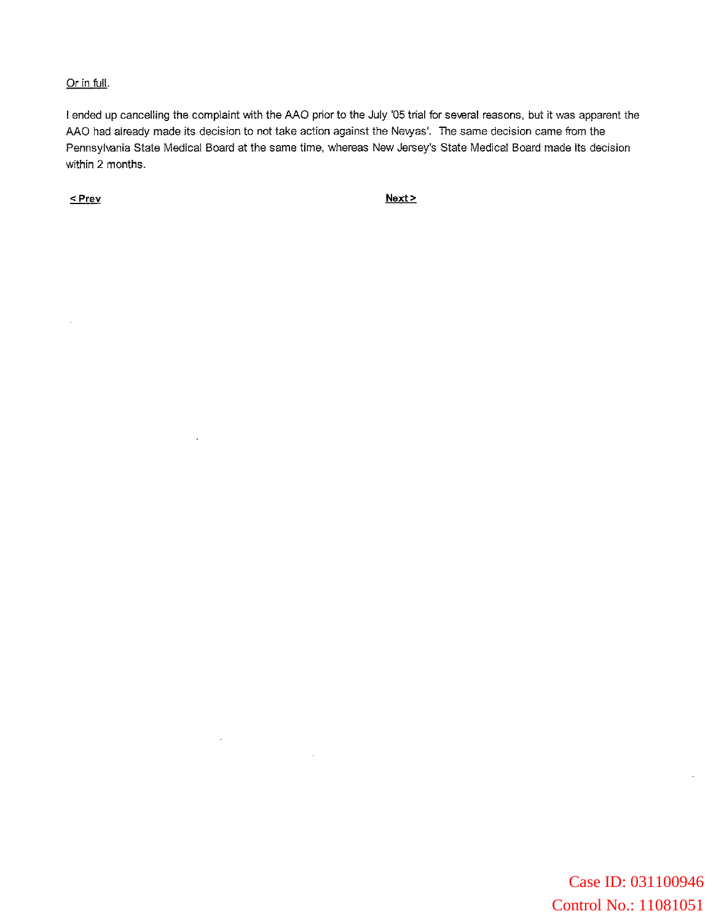Or in full.

I ended up cancelling the complaint with the AAO prior to the July '05 trial for several reasons, but it was apparent the AAO had already made its decision to not take action against the Nevyas'. The same decision came from the Pennsylvania State Medical Board at the same time, whereas New Jersey's State Medical Board made its decision within 2 months.

< Prev　　　　　　　　　　　　　　　　　　　　Next >

Case ID: 031100946
Control No.: 11081051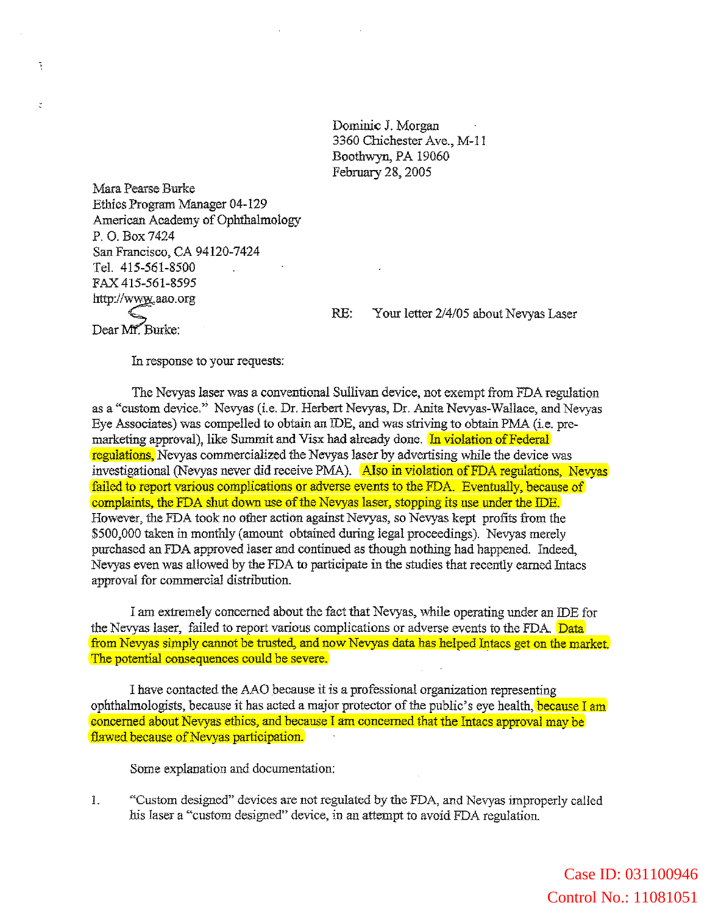Dominic J. Morgan
3360 Chichester Ave., M-11
Boothwyn, PA 19060
February 28, 2005

Mara Pearse Burke
Ethics Program Manager 04-129
American Academy of Ophthalmology
P. O. Box 7424
San Francisco, CA 94120-7424
Tel. 415-561-8500
FAX 415-561-8595
http://www.aao.org

RE: Your letter 2/4/05 about Nevyas Laser

Dear Mr. Burke:

In response to your requests:

The Nevyas laser was a conventional Sullivan device, not exempt from FDA regulation as a "custom device." Nevyas (i.e. Dr. Herbert Nevyas, Dr. Anita Nevyas-Wallace, and Nevyas Eye Associates) was compelled to obtain an IDE, and was striving to obtain PMA (i.e. pre-marketing approval), like Summit and Visx had already done. In violation of Federal regulations, Nevyas commercialized the Nevyas laser by advertising while the device was investigational (Nevyas never did receive PMA). Also in violation of FDA regulations, Nevyas failed to report various complications or adverse events to the FDA. Eventually, because of complaints, the FDA shut down use of the Nevyas laser, stopping its use under the IDE. However, the FDA took no other action against Nevyas, so Nevyas kept profits from the $500,000 taken in monthly (amount obtained during legal proceedings). Nevyas merely purchased an FDA approved laser and continued as though nothing had happened. Indeed, Nevyas even was allowed by the FDA to participate in the studies that recently earned Intacs approval for commercial distribution.

I am extremely concerned about the fact that Nevyas, while operating under an IDE for the Nevyas laser, failed to report various complications or adverse events to the FDA. Data from Nevyas simply cannot be trusted, and now Nevyas data has helped Intacs get on the market. The potential consequences could be severe.

I have contacted the AAO because it is a professional organization representing ophthalmologists, because it has acted a major protector of the public's eye health, because I am concerned about Nevyas ethics, and because I am concerned that the Intacs approval may be flawed because of Nevyas participation.

Some explanation and documentation:

1. "Custom designed" devices are not regulated by the FDA, and Nevyas improperly called his laser a "custom designed" device, in an attempt to avoid FDA regulation.

Case ID: 031100946
Control No.: 11081051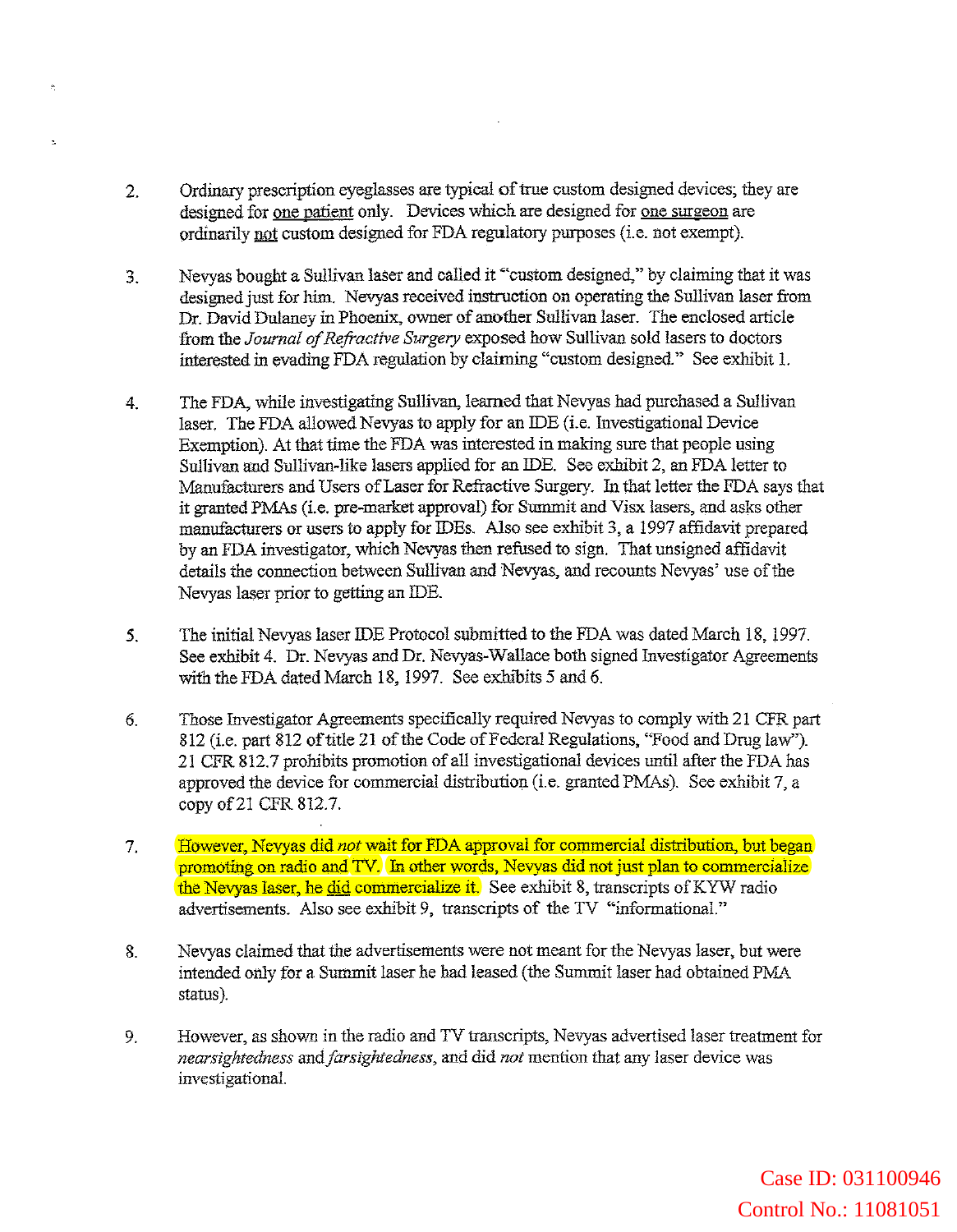2. Ordinary prescription eyeglasses are typical of true custom designed devices; they are designed for <u>one patient</u> only. Devices which are designed for <u>one surgeon</u> are ordinarily <u>not</u> custom designed for FDA regulatory purposes (i.e. not exempt).

3. Nevyas bought a Sullivan laser and called it "custom designed," by claiming that it was designed just for him. Nevyas received instruction on operating the Sullivan laser from Dr. David Dulaney in Phoenix, owner of another Sullivan laser. The enclosed article from the *Journal of Refractive Surgery* exposed how Sullivan sold lasers to doctors interested in evading FDA regulation by claiming "custom designed." See exhibit 1.

4. The FDA, while investigating Sullivan, learned that Nevyas had purchased a Sullivan laser. The FDA allowed Nevyas to apply for an IDE (i.e. Investigational Device Exemption). At that time the FDA was interested in making sure that people using Sullivan and Sullivan-like lasers applied for an IDE. See exhibit 2, an FDA letter to Manufacturers and Users of Laser for Refractive Surgery. In that letter the FDA says that it granted PMAs (i.e. pre-market approval) for Summit and Visx lasers, and asks other manufacturers or users to apply for IDEs. Also see exhibit 3, a 1997 affidavit prepared by an FDA investigator, which Nevyas then refused to sign. That unsigned affidavit details the connection between Sullivan and Nevyas, and recounts Nevyas' use of the Nevyas laser prior to getting an IDE.

5. The initial Nevyas laser IDE Protocol submitted to the FDA was dated March 18, 1997. See exhibit 4. Dr. Nevyas and Dr. Nevyas-Wallace both signed Investigator Agreements with the FDA dated March 18, 1997. See exhibits 5 and 6.

6. Those Investigator Agreements specifically required Nevyas to comply with 21 CFR part 812 (i.e. part 812 of title 21 of the Code of Federal Regulations, "Food and Drug law"). 21 CFR 812.7 prohibits promotion of all investigational devices until after the FDA has approved the device for commercial distribution (i.e. granted PMAs). See exhibit 7, a copy of 21 CFR 812.7.

7. However, Nevyas did *not* wait for FDA approval for commercial distribution, but began promoting on radio and TV. In other words, Nevyas did not just plan to commercialize the Nevyas laser, he <u>did</u> commercialize it. See exhibit 8, transcripts of KYW radio advertisements. Also see exhibit 9, transcripts of the TV "informational."

8. Nevyas claimed that the advertisements were not meant for the Nevyas laser, but were intended only for a Summit laser he had leased (the Summit laser had obtained PMA status).

9. However, as shown in the radio and TV transcripts, Nevyas advertised laser treatment for *nearsightedness* and *farsightedness*, and did *not* mention that any laser device was investigational.

Case ID: 031100946
Control No.: 11081051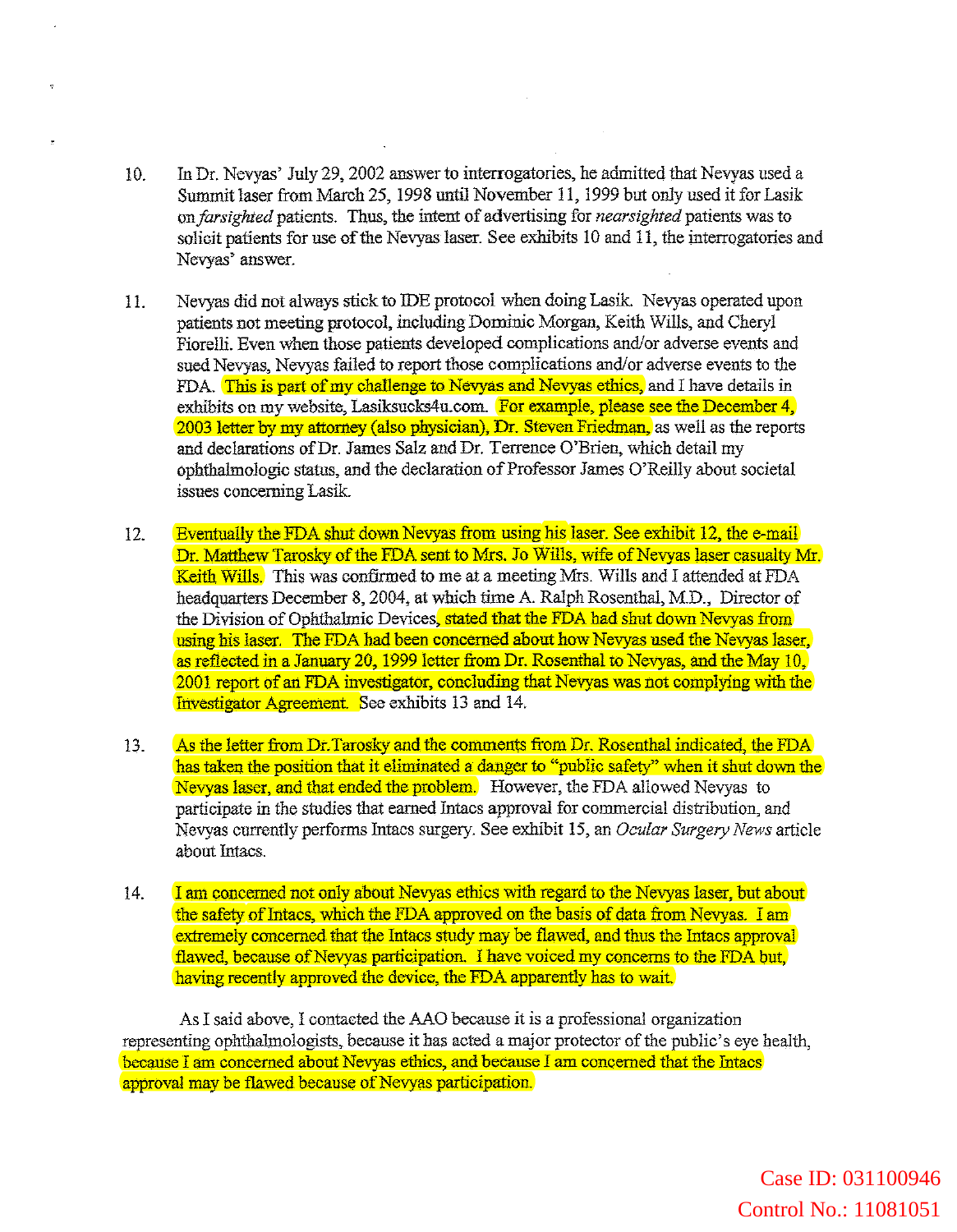10. In Dr. Nevyas' July 29, 2002 answer to interrogatories, he admitted that Nevyas used a Summit laser from March 25, 1998 until November 11, 1999 but only used it for Lasik on *farsighted* patients. Thus, the intent of advertising for *nearsighted* patients was to solicit patients for use of the Nevyas laser. See exhibits 10 and 11, the interrogatories and Nevyas' answer.

11. Nevyas did not always stick to IDE protocol when doing Lasik. Nevyas operated upon patients not meeting protocol, including Dominic Morgan, Keith Wills, and Cheryl Fiorelli. Even when those patients developed complications and/or adverse events and sued Nevyas, Nevyas failed to report those complications and/or adverse events to the FDA. This is part of my challenge to Nevyas and Nevyas ethics, and I have details in exhibits on my website, Lasiksucks4u.com. For example, please see the December 4, 2003 letter by my attorney (also physician), Dr. Steven Friedman, as well as the reports and declarations of Dr. James Salz and Dr. Terrence O'Brien, which detail my ophthalmologic status, and the declaration of Professor James O'Reilly about societal issues concerning Lasik.

12. Eventually the FDA shut down Nevyas from using his laser. See exhibit 12, the e-mail Dr. Matthew Tarosky of the FDA sent to Mrs. Jo Wills, wife of Nevyas laser casualty Mr. Keith Wills. This was confirmed to me at a meeting Mrs. Wills and I attended at FDA headquarters December 8, 2004, at which time A. Ralph Rosenthal, M.D., Director of the Division of Ophthalmic Devices, stated that the FDA had shut down Nevyas from using his laser. The FDA had been concerned about how Nevyas used the Nevyas laser, as reflected in a January 20, 1999 letter from Dr. Rosenthal to Nevyas, and the May 10, 2001 report of an FDA investigator, concluding that Nevyas was not complying with the Investigator Agreement. See exhibits 13 and 14.

13. As the letter from Dr. Tarosky and the comments from Dr. Rosenthal indicated, the FDA has taken the position that it eliminated a danger to "public safety" when it shut down the Nevyas laser, and that ended the problem. However, the FDA allowed Nevyas to participate in the studies that earned Intacs approval for commercial distribution, and Nevyas currently performs Intacs surgery. See exhibit 15, an *Ocular Surgery News* article about Intacs.

14. I am concerned not only about Nevyas ethics with regard to the Nevyas laser, but about the safety of Intacs, which the FDA approved on the basis of data from Nevyas. I am extremely concerned that the Intacs study may be flawed, and thus the Intacs approval flawed, because of Nevyas participation. I have voiced my concerns to the FDA but, having recently approved the device, the FDA apparently has to wait.

As I said above, I contacted the AAO because it is a professional organization representing ophthalmologists, because it has acted a major protector of the public's eye health, because I am concerned about Nevyas ethics, and because I am concerned that the Intacs approval may be flawed because of Nevyas participation.

Case ID: 031100946
Control No.: 11081051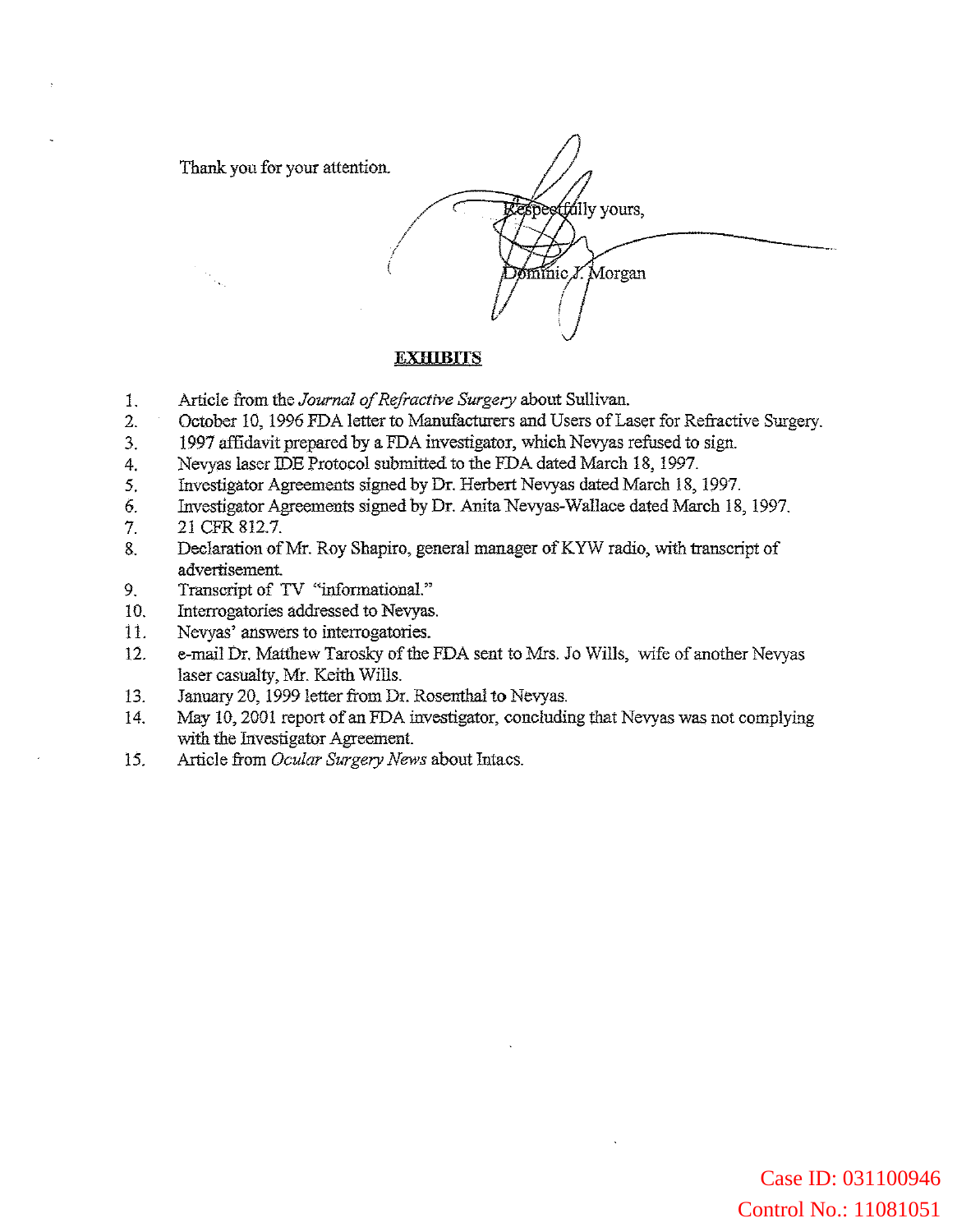Thank you for your attention.

Respectfully yours,

Dominic J. Morgan

## EXHIBITS

1. Article from the *Journal of Refractive Surgery* about Sullivan.
2. October 10, 1996 FDA letter to Manufacturers and Users of Laser for Refractive Surgery.
3. 1997 affidavit prepared by a FDA investigator, which Nevyas refused to sign.
4. Nevyas laser IDE Protocol submitted to the FDA dated March 18, 1997.
5. Investigator Agreements signed by Dr. Herbert Nevyas dated March 18, 1997.
6. Investigator Agreements signed by Dr. Anita Nevyas-Wallace dated March 18, 1997.
7. 21 CFR 812.7.
8. Declaration of Mr. Roy Shapiro, general manager of KYW radio, with transcript of advertisement.
9. Transcript of TV "informational."
10. Interrogatories addressed to Nevyas.
11. Nevyas' answers to interrogatories.
12. e-mail Dr. Matthew Tarosky of the FDA sent to Mrs. Jo Wills, wife of another Nevyas laser casualty, Mr. Keith Wills.
13. January 20, 1999 letter from Dr. Rosenthal to Nevyas.
14. May 10, 2001 report of an FDA investigator, concluding that Nevyas was not complying with the Investigator Agreement.
15. Article from *Ocular Surgery News* about Intacs.

Case ID: 031100946
Control No.: 11081051